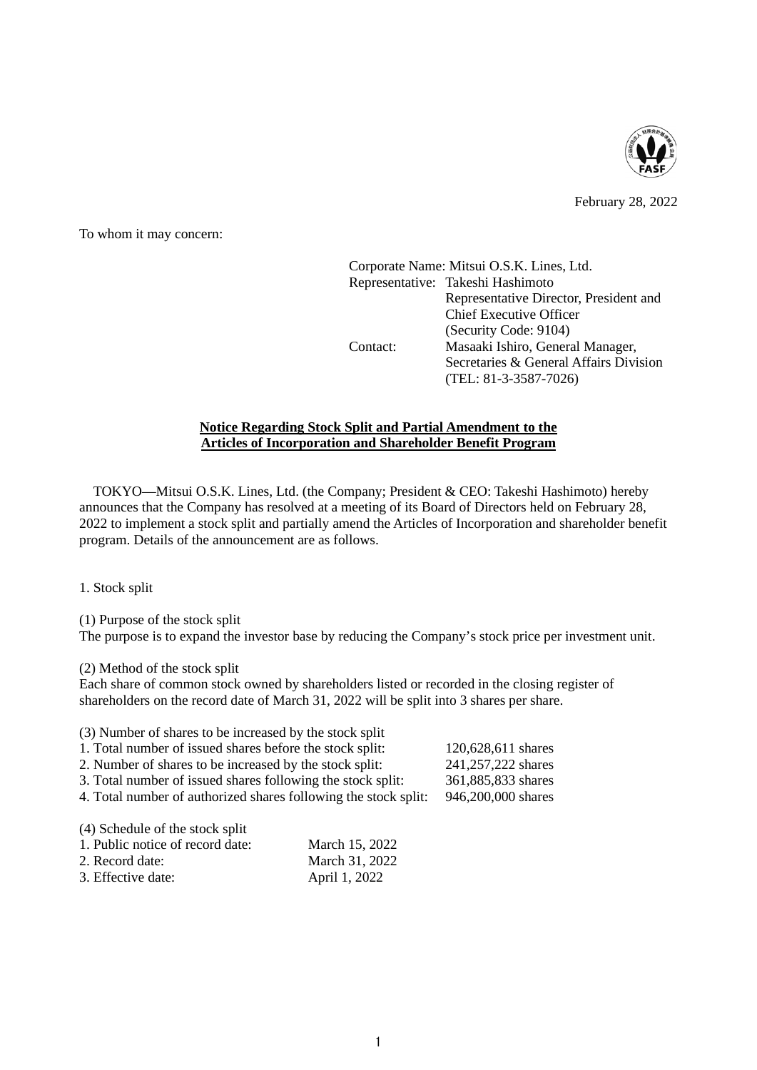February 28, 2022

To whom it may concern:

Corporate Name: Mitsui O.S.K. Lines, Ltd.
Representative: Takeshi Hashimoto
Representative Director, President and Chief Executive Officer
(Security Code: 9104)
Contact: Masaaki Ishiro, General Manager, Secretaries & General Affairs Division
(TEL: 81-3-3587-7026)

**Notice Regarding Stock Split and Partial Amendment to the Articles of Incorporation and Shareholder Benefit Program**

TOKYO—Mitsui O.S.K. Lines, Ltd. (the Company; President & CEO: Takeshi Hashimoto) hereby announces that the Company has resolved at a meeting of its Board of Directors held on February 28, 2022 to implement a stock split and partially amend the Articles of Incorporation and shareholder benefit program. Details of the announcement are as follows.

1. Stock split

(1) Purpose of the stock split
The purpose is to expand the investor base by reducing the Company's stock price per investment unit.

(2) Method of the stock split
Each share of common stock owned by shareholders listed or recorded in the closing register of shareholders on the record date of March 31, 2022 will be split into 3 shares per share.

(3) Number of shares to be increased by the stock split

| | |
|---|---|
| 1. Total number of issued shares before the stock split: | 120,628,611 shares |
| 2. Number of shares to be increased by the stock split: | 241,257,222 shares |
| 3. Total number of issued shares following the stock split: | 361,885,833 shares |
| 4. Total number of authorized shares following the stock split: | 946,200,000 shares |

(4) Schedule of the stock split

| | |
|---|---|
| 1. Public notice of record date: | March 15, 2022 |
| 2. Record date: | March 31, 2022 |
| 3. Effective date: | April 1, 2022 |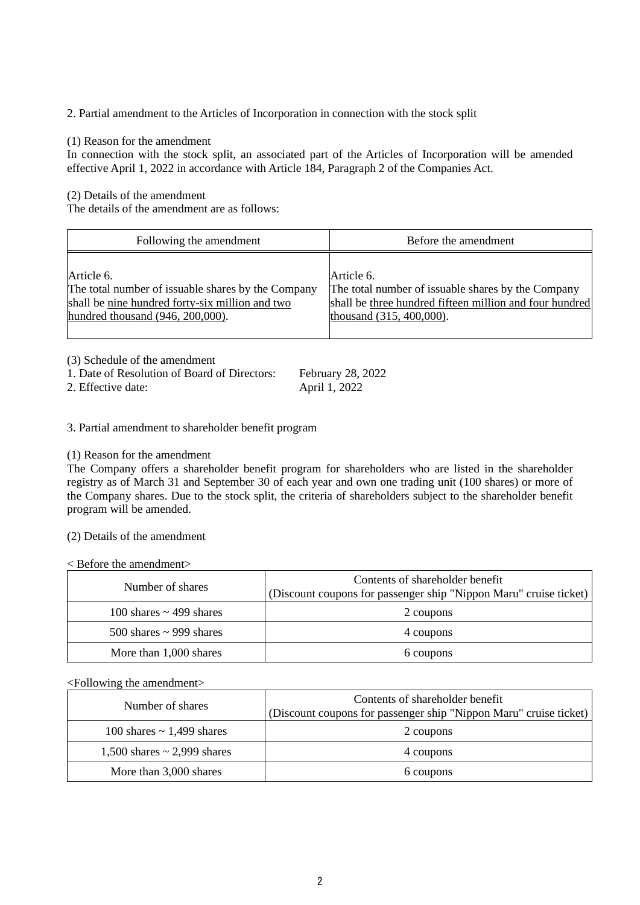## 2. Partial amendment to the Articles of Incorporation in connection with the stock split

### (1) Reason for the amendment

In connection with the stock split, an associated part of the Articles of Incorporation will be amended effective April 1, 2022 in accordance with Article 184, Paragraph 2 of the Companies Act.

### (2) Details of the amendment

The details of the amendment are as follows:

| Following the amendment | Before the amendment |
| --- | --- |
| Article 6.<br>The total number of issuable shares by the Company shall be <u>nine hundred forty-six million and two hundred thousand (946, 200,000)</u>. | Article 6.<br>The total number of issuable shares by the Company shall be <u>three hundred fifteen million and four hundred thousand (315, 400,000)</u>. |

### (3) Schedule of the amendment

1. Date of Resolution of Board of Directors: February 28, 2022
2. Effective date: April 1, 2022

## 3. Partial amendment to shareholder benefit program

### (1) Reason for the amendment

The Company offers a shareholder benefit program for shareholders who are listed in the shareholder registry as of March 31 and September 30 of each year and own one trading unit (100 shares) or more of the Company shares. Due to the stock split, the criteria of shareholders subject to the shareholder benefit program will be amended.

### (2) Details of the amendment

< Before the amendment>

| Number of shares | Contents of shareholder benefit<br>(Discount coupons for passenger ship "Nippon Maru" cruise ticket) |
| --- | --- |
| 100 shares ~ 499 shares | 2 coupons |
| 500 shares ~ 999 shares | 4 coupons |
| More than 1,000 shares | 6 coupons |

<Following the amendment>

| Number of shares | Contents of shareholder benefit<br>(Discount coupons for passenger ship "Nippon Maru" cruise ticket) |
| --- | --- |
| 100 shares ~ 1,499 shares | 2 coupons |
| 1,500 shares ~ 2,999 shares | 4 coupons |
| More than 3,000 shares | 6 coupons |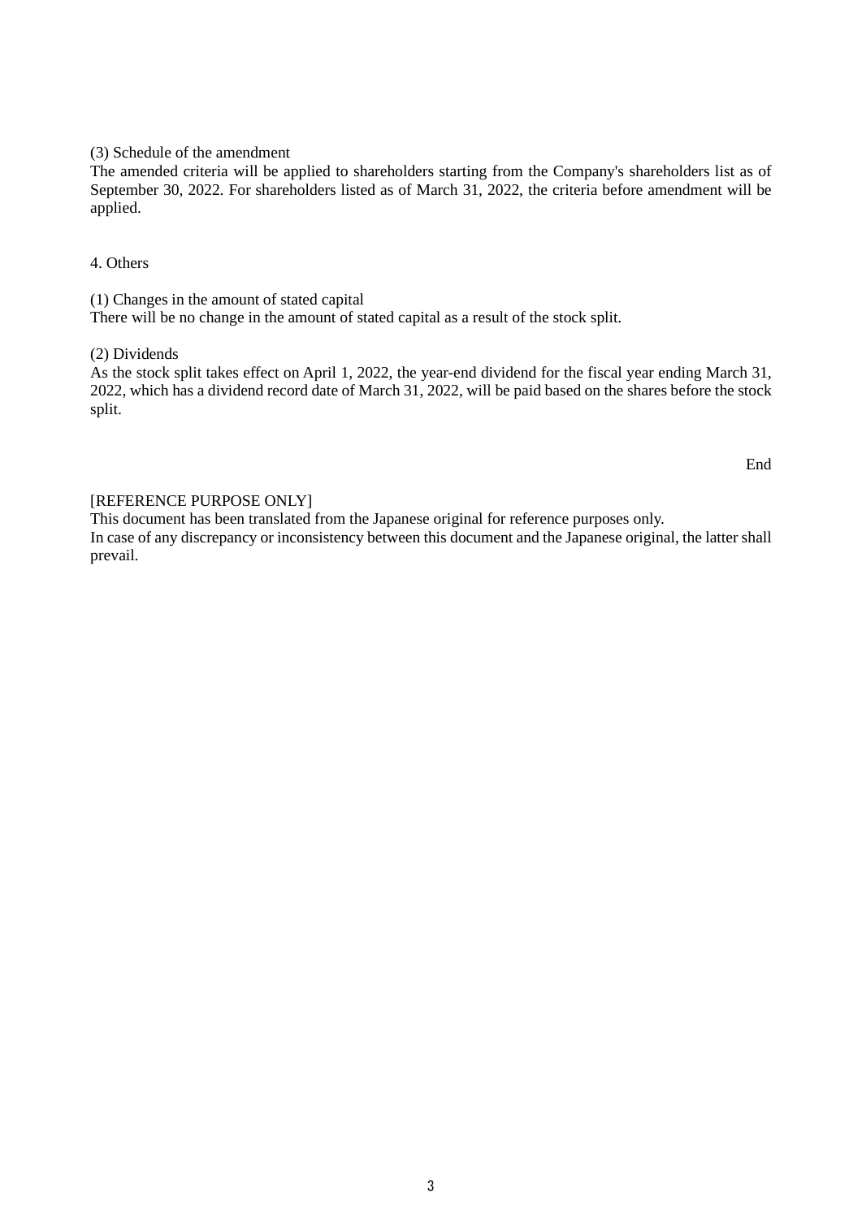(3) Schedule of the amendment

The amended criteria will be applied to shareholders starting from the Company's shareholders list as of September 30, 2022. For shareholders listed as of March 31, 2022, the criteria before amendment will be applied.

4. Others

(1) Changes in the amount of stated capital

There will be no change in the amount of stated capital as a result of the stock split.

(2) Dividends

As the stock split takes effect on April 1, 2022, the year-end dividend for the fiscal year ending March 31, 2022, which has a dividend record date of March 31, 2022, will be paid based on the shares before the stock split.

End

[REFERENCE PURPOSE ONLY]

This document has been translated from the Japanese original for reference purposes only.

In case of any discrepancy or inconsistency between this document and the Japanese original, the latter shall prevail.